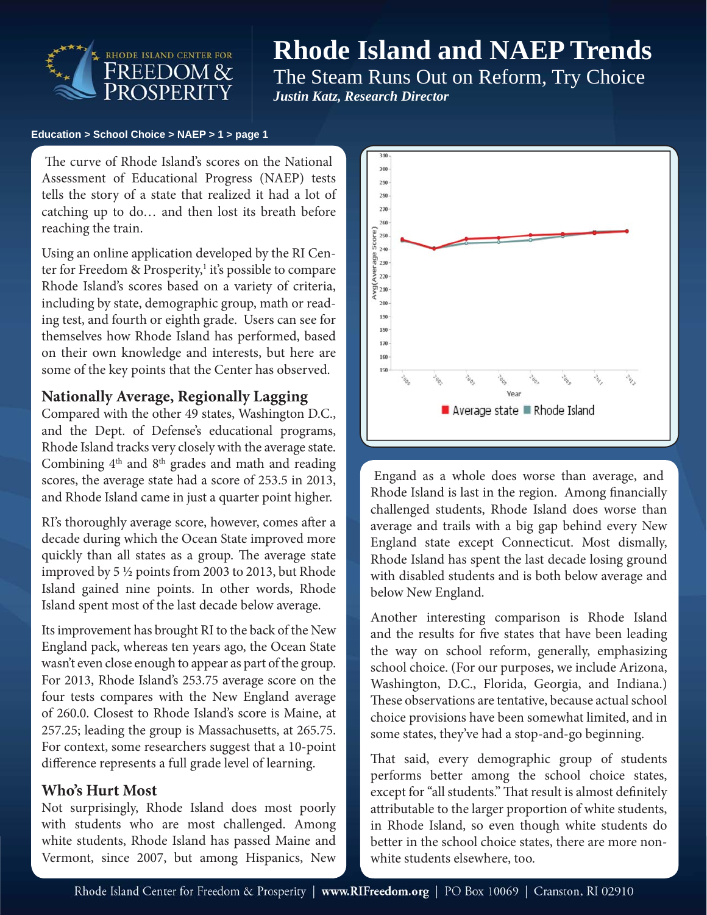# Rhode Island and NAEP Trends

## The Steam Runs Out on Reform, Try Choice

***Justin Katz, Research Director***

**Education > School Choice > NAEP > 1 > page 1**

The curve of Rhode Island's scores on the National Assessment of Educational Progress (NAEP) tests tells the story of a state that realized it had a lot of catching up to do… and then lost its breath before reaching the train.

Using an online application developed by the RI Center for Freedom & Prosperity,[1] it's possible to compare Rhode Island's scores based on a variety of criteria, including by state, demographic group, math or reading test, and fourth or eighth grade. Users can see for themselves how Rhode Island has performed, based on their own knowledge and interests, but here are some of the key points that the Center has observed.

### Nationally Average, Regionally Lagging

Compared with the other 49 states, Washington D.C., and the Dept. of Defense's educational programs, Rhode Island tracks very closely with the average state. Combining 4th and 8th grades and math and reading scores, the average state had a score of 253.5 in 2013, and Rhode Island came in just a quarter point higher.

RI's thoroughly average score, however, comes after a decade during which the Ocean State improved more quickly than all states as a group. The average state improved by 5 ½ points from 2003 to 2013, but Rhode Island gained nine points. In other words, Rhode Island spent most of the last decade below average.

Its improvement has brought RI to the back of the New England pack, whereas ten years ago, the Ocean State wasn't even close enough to appear as part of the group. For 2013, Rhode Island's 253.75 average score on the four tests compares with the New England average of 260.0. Closest to Rhode Island's score is Maine, at 257.25; leading the group is Massachusetts, at 265.75. For context, some researchers suggest that a 10-point difference represents a full grade level of learning.

### Who's Hurt Most

Not surprisingly, Rhode Island does most poorly with students who are most challenged. Among white students, Rhode Island has passed Maine and Vermont, since 2007, but among Hispanics, New Engand as a whole does worse than average, and Rhode Island is last in the region. Among financially challenged students, Rhode Island does worse than average and trails with a big gap behind every New England state except Connecticut. Most dismally, Rhode Island has spent the last decade losing ground with disabled students and is both below average and below New England.

Another interesting comparison is Rhode Island and the results for five states that have been leading the way on school reform, generally, emphasizing school choice. (For our purposes, we include Arizona, Washington, D.C., Florida, Georgia, and Indiana.) These observations are tentative, because actual school choice provisions have been somewhat limited, and in some states, they've had a stop-and-go beginning.

That said, every demographic group of students performs better among the school choice states, except for "all students." That result is almost definitely attributable to the larger proportion of white students, in Rhode Island, so even though white students do better in the school choice states, there are more non-white students elsewhere, too.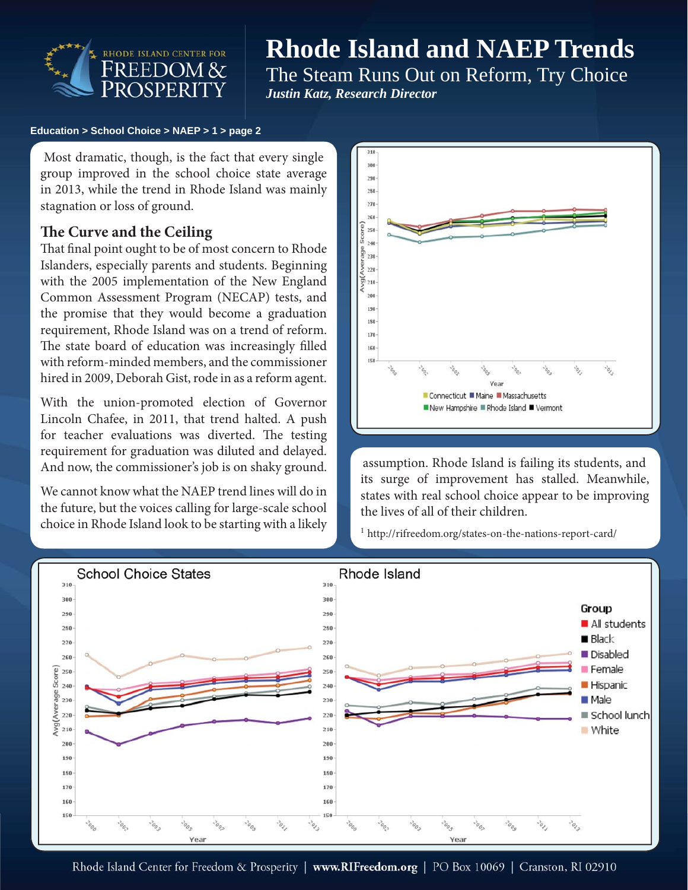# Rhode Island and NAEP Trends

The Steam Runs Out on Reform, Try Choice

*Justin Katz, Research Director*

**Education > School Choice > NAEP > 1 > page 2**

Most dramatic, though, is the fact that every single group improved in the school choice state average in 2013, while the trend in Rhode Island was mainly stagnation or loss of ground.

## The Curve and the Ceiling

That final point ought to be of most concern to Rhode Islanders, especially parents and students. Beginning with the 2005 implementation of the New England Common Assessment Program (NECAP) tests, and the promise that they would become a graduation requirement, Rhode Island was on a trend of reform. The state board of education was increasingly filled with reform-minded members, and the commissioner hired in 2009, Deborah Gist, rode in as a reform agent.

With the union-promoted election of Governor Lincoln Chafee, in 2011, that trend halted. A push for teacher evaluations was diverted. The testing requirement for graduation was diluted and delayed. And now, the commissioner's job is on shaky ground.

We cannot know what the NAEP trend lines will do in the future, but the voices calling for large-scale school choice in Rhode Island look to be starting with a likely assumption. Rhode Island is failing its students, and its surge of improvement has stalled. Meanwhile, states with real school choice appear to be improving the lives of all of their children.

[1] http://rifreedom.org/states-on-the-nations-report-card/

Avg(Average Score)
310
300
290
280
270
260
250
240
230
220
210
200
190
180
170
160
150
2000
2002
2003
2005
2007
2009
2011
2013
Year
Connecticut
Maine
Massachusetts
New Hampshire
Rhode Island
Vermont

School Choice States

Rhode Island

Avg(Average Score)
310
300
290
280
270
260
250
240
230
220
210
200
190
180
170
160
150
2000
2002
2003
2005
2007
2009
2011
2013
Year

Group
All students
Black
Disabled
Female
Hispanic
Male
School lunch
White